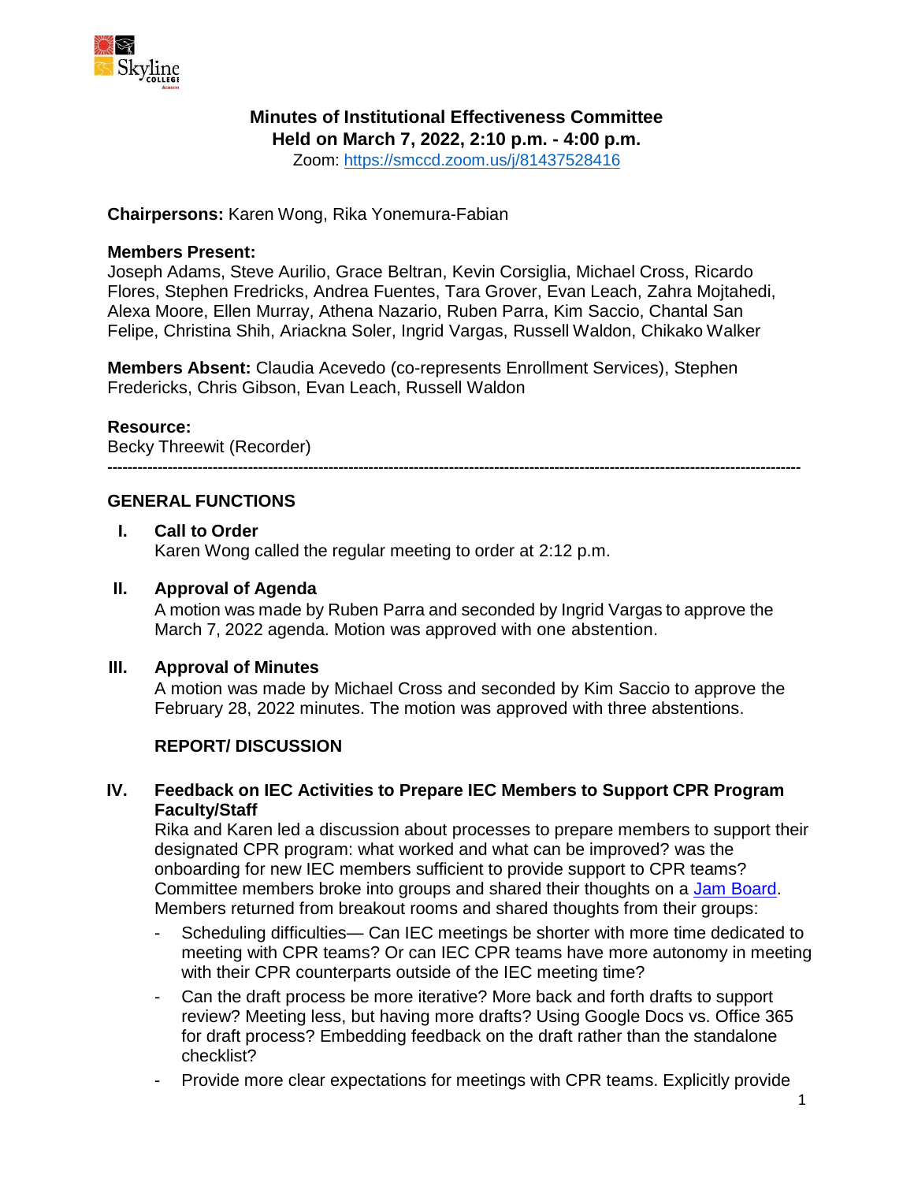# Minutes of Institutional Effectiveness Committee

**Held on March 7, 2022, 2:10 p.m. - 4:00 p.m.**

Zoom: https://smccd.zoom.us/j/81437528416

**Chairpersons:** Karen Wong, Rika Yonemura-Fabian

**Members Present:**
Joseph Adams, Steve Aurilio, Grace Beltran, Kevin Corsiglia, Michael Cross, Ricardo Flores, Stephen Fredricks, Andrea Fuentes, Tara Grover, Evan Leach, Zahra Mojtahedi, Alexa Moore, Ellen Murray, Athena Nazario, Ruben Parra, Kim Saccio, Chantal San Felipe, Christina Shih, Ariackna Soler, Ingrid Vargas, Russell Waldon, Chikako Walker

**Members Absent:** Claudia Acevedo (co-represents Enrollment Services), Stephen Fredericks, Chris Gibson, Evan Leach, Russell Waldon

**Resource:**
Becky Threewit (Recorder)

---

## GENERAL FUNCTIONS

### I. Call to Order

Karen Wong called the regular meeting to order at 2:12 p.m.

### II. Approval of Agenda

A motion was made by Ruben Parra and seconded by Ingrid Vargas to approve the March 7, 2022 agenda. Motion was approved with one abstention.

### III. Approval of Minutes

A motion was made by Michael Cross and seconded by Kim Saccio to approve the February 28, 2022 minutes. The motion was approved with three abstentions.

## REPORT/ DISCUSSION

### IV. Feedback on IEC Activities to Prepare IEC Members to Support CPR Program Faculty/Staff

Rika and Karen led a discussion about processes to prepare members to support their designated CPR program: what worked and what can be improved? was the onboarding for new IEC members sufficient to provide support to CPR teams? Committee members broke into groups and shared their thoughts on a Jam Board. Members returned from breakout rooms and shared thoughts from their groups:

- Scheduling difficulties— Can IEC meetings be shorter with more time dedicated to meeting with CPR teams? Or can IEC CPR teams have more autonomy in meeting with their CPR counterparts outside of the IEC meeting time?
- Can the draft process be more iterative? More back and forth drafts to support review? Meeting less, but having more drafts? Using Google Docs vs. Office 365 for draft process? Embedding feedback on the draft rather than the standalone checklist?
- Provide more clear expectations for meetings with CPR teams. Explicitly provide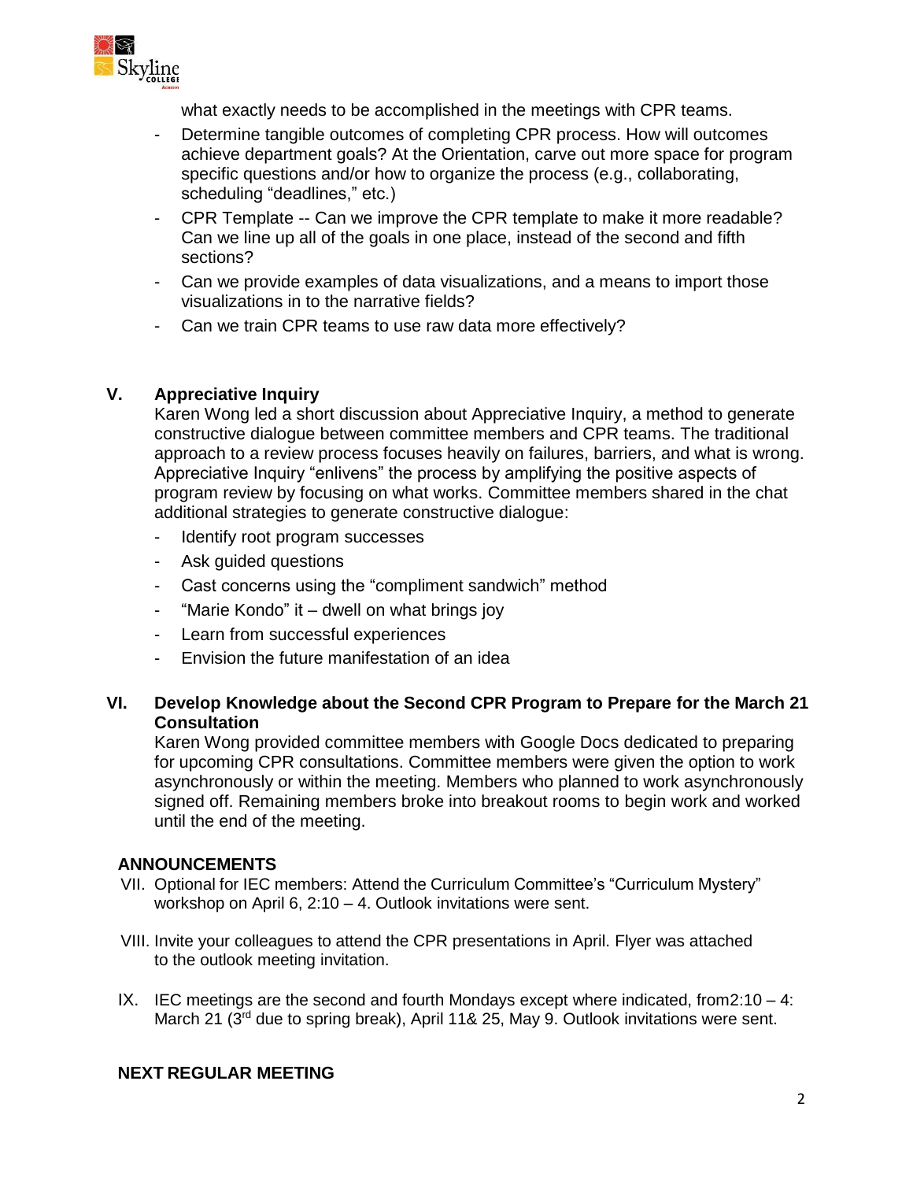what exactly needs to be accomplished in the meetings with CPR teams.

- Determine tangible outcomes of completing CPR process. How will outcomes achieve department goals? At the Orientation, carve out more space for program specific questions and/or how to organize the process (e.g., collaborating, scheduling "deadlines," etc.)
- CPR Template -- Can we improve the CPR template to make it more readable? Can we line up all of the goals in one place, instead of the second and fifth sections?
- Can we provide examples of data visualizations, and a means to import those visualizations in to the narrative fields?
- Can we train CPR teams to use raw data more effectively?

## V. Appreciative Inquiry

Karen Wong led a short discussion about Appreciative Inquiry, a method to generate constructive dialogue between committee members and CPR teams. The traditional approach to a review process focuses heavily on failures, barriers, and what is wrong. Appreciative Inquiry "enlivens" the process by amplifying the positive aspects of program review by focusing on what works. Committee members shared in the chat additional strategies to generate constructive dialogue:

- Identify root program successes
- Ask guided questions
- Cast concerns using the "compliment sandwich" method
- "Marie Kondo" it – dwell on what brings joy
- Learn from successful experiences
- Envision the future manifestation of an idea

## VI. Develop Knowledge about the Second CPR Program to Prepare for the March 21 Consultation

Karen Wong provided committee members with Google Docs dedicated to preparing for upcoming CPR consultations. Committee members were given the option to work asynchronously or within the meeting. Members who planned to work asynchronously signed off. Remaining members broke into breakout rooms to begin work and worked until the end of the meeting.

## ANNOUNCEMENTS

VII. Optional for IEC members: Attend the Curriculum Committee's "Curriculum Mystery" workshop on April 6, 2:10 – 4. Outlook invitations were sent.

VIII. Invite your colleagues to attend the CPR presentations in April. Flyer was attached to the outlook meeting invitation.

IX. IEC meetings are the second and fourth Mondays except where indicated, from2:10 – 4: March 21 (3rd due to spring break), April 11& 25, May 9. Outlook invitations were sent.

## NEXT REGULAR MEETING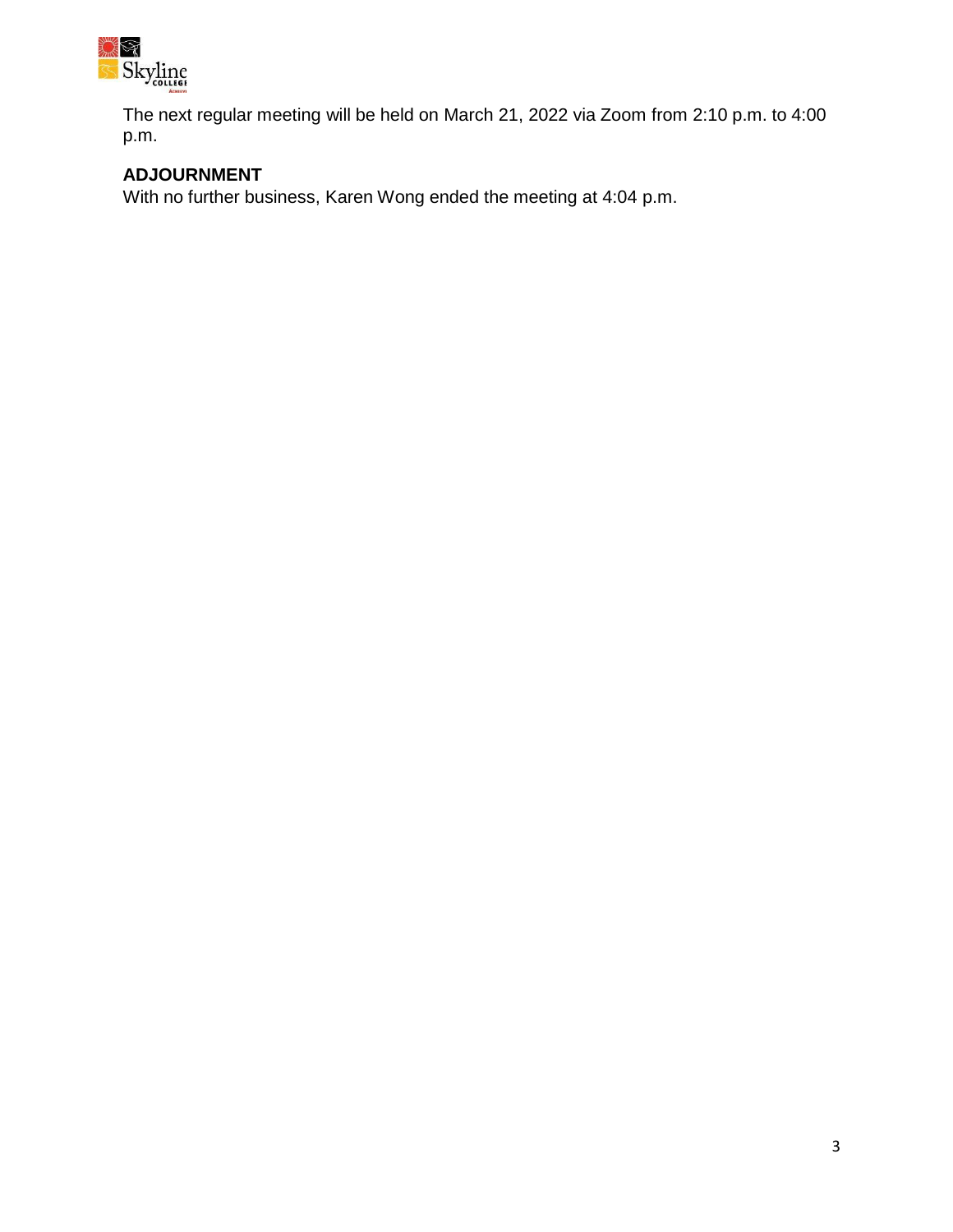The next regular meeting will be held on March 21, 2022 via Zoom from 2:10 p.m. to 4:00 p.m.

**ADJOURNMENT**

With no further business, Karen Wong ended the meeting at 4:04 p.m.